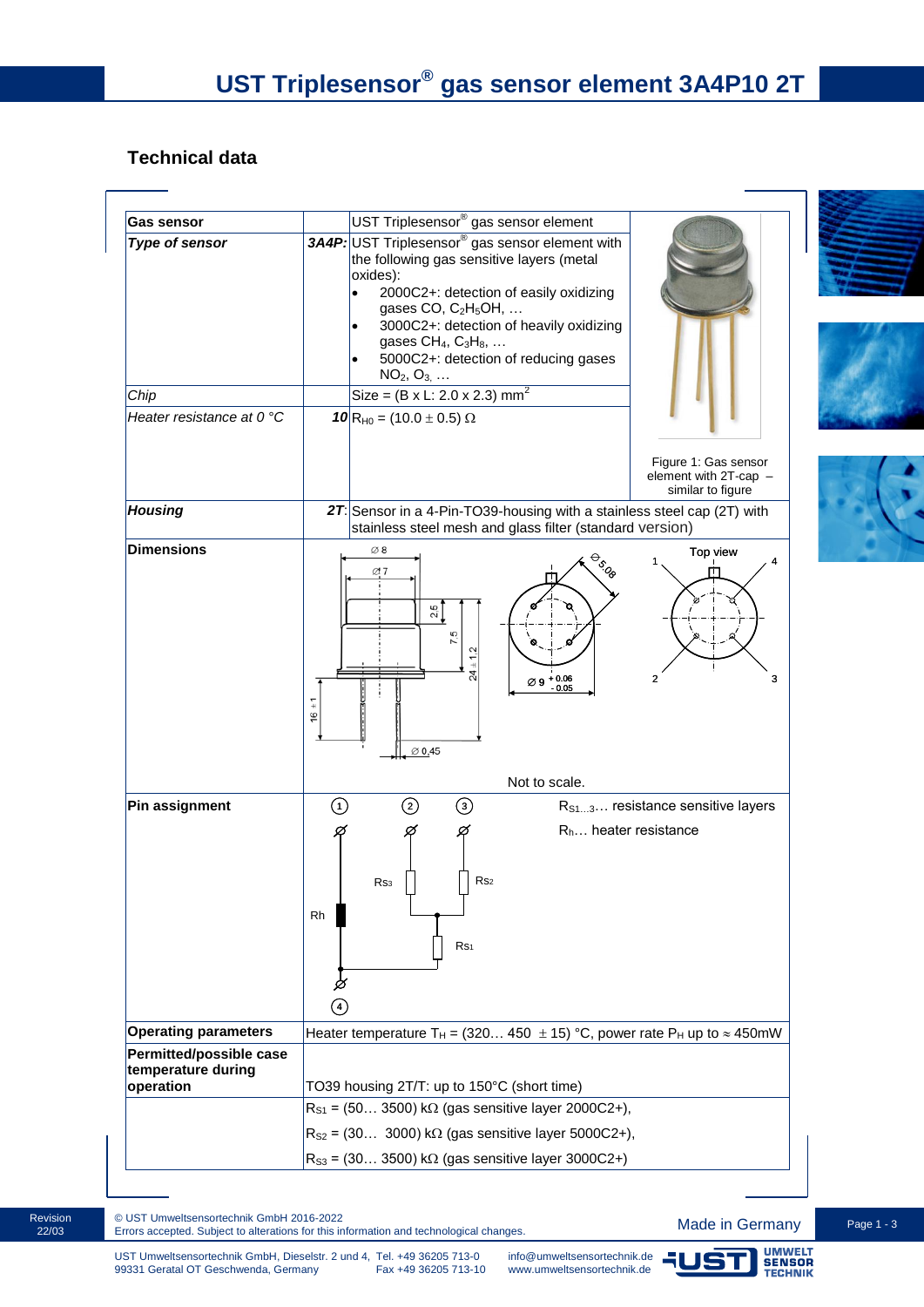# UST Triplesensor® gas sensor element 3A4P10 2T

## Technical data

| **Gas sensor** | | UST Triplesensor® gas sensor element | |
|---|---|---|---|
| ***Type of sensor*** | ***3A4P:*** | UST Triplesensor® gas sensor element with the following gas sensitive layers (metal oxides):<br>• 2000C2+: detection of easily oxidizing gases CO, $C_2H_5OH$, …<br>• 3000C2+: detection of heavily oxidizing gases $CH_4$, $C_3H_8$, …<br>• 5000C2+: detection of reducing gases $NO_2$, $O_3$, … | Figure 1: Gas sensor element with 2T-cap – similar to figure |
| *Chip* | | Size = (B x L: 2.0 x 2.3) mm² | |
| *Heater resistance at 0 °C* | ***10*** | $R_{H0}$ = (10.0 ± 0.5) Ω | |
| ***Housing*** | ***2T***: | Sensor in a 4-Pin-TO39-housing with a stainless steel cap (2T) with stainless steel mesh and glass filter (standard version) | |
| **Dimensions** | | Not to scale. | |
| **Pin assignment** | | $R_{S1…3}$… resistance sensitive layers<br>$R_h$… heater resistance | |
| **Operating parameters** | | Heater temperature $T_H$ = (320… 450 ± 15) °C, power rate $P_H$ up to ≈ 450mW | |
| **Permitted/possible case temperature during operation** | | TO39 housing 2T/T: up to 150°C (short time) | |
| | | $R_{S1}$ = (50… 3500) kΩ (gas sensitive layer 2000C2+),<br>$R_{S2}$ = (30… 3000) kΩ (gas sensitive layer 5000C2+),<br>$R_{S3}$ = (30… 3500) kΩ (gas sensitive layer 3000C2+) | |

Revision 22/03

© UST Umweltsensortechnik GmbH 2016-2022
Errors accepted. Subject to alterations for this information and technological changes.

Made in Germany

UST Umweltsensortechnik GmbH, Dieselstr. 2 und 4, 99331 Geratal OT Geschwenda, Germany
Tel. +49 36205 713-0, Fax +49 36205 713-10
info@umweltsensortechnik.de, www.umweltsensortechnik.de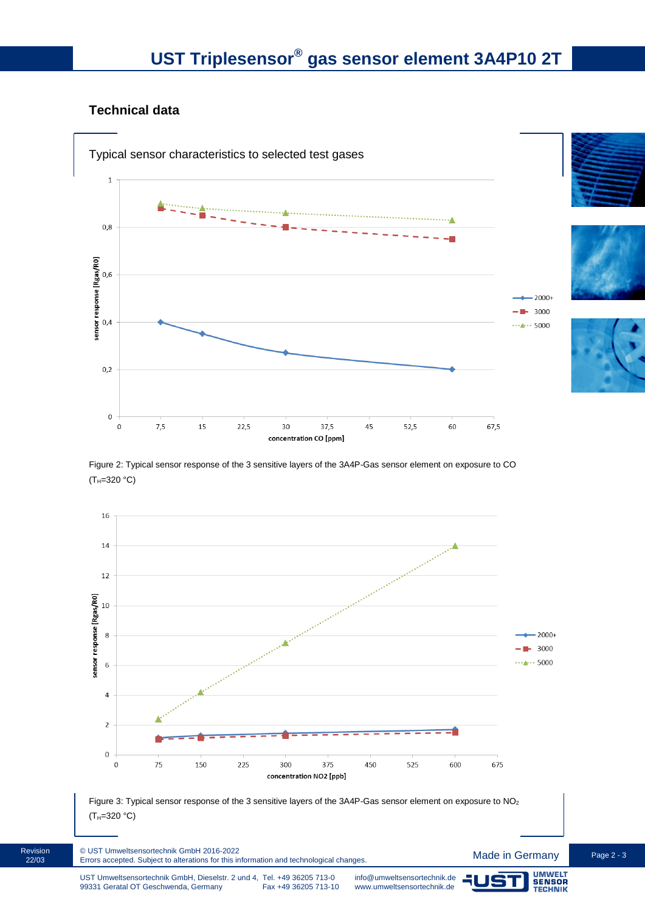## Technical data

Typical sensor characteristics to selected test gases

Figure 2: Typical sensor response of the 3 sensitive layers of the 3A4P-Gas sensor element on exposure to CO ($T_H$=320 °C)

Figure 3: Typical sensor response of the 3 sensitive layers of the 3A4P-Gas sensor element on exposure to $NO_2$ ($T_H$=320 °C)

Revision 22/03

© UST Umweltsensortechnik GmbH 2016-2022
Errors accepted. Subject to alterations for this information and technological changes.

Made in Germany

UST Umweltsensortechnik GmbH, Dieselstr. 2 und 4, 99331 Geratal OT Geschwenda, Germany
Tel. +49 36205 713-0
Fax +49 36205 713-10
info@umweltsensortechnik.de
www.umweltsensortechnik.de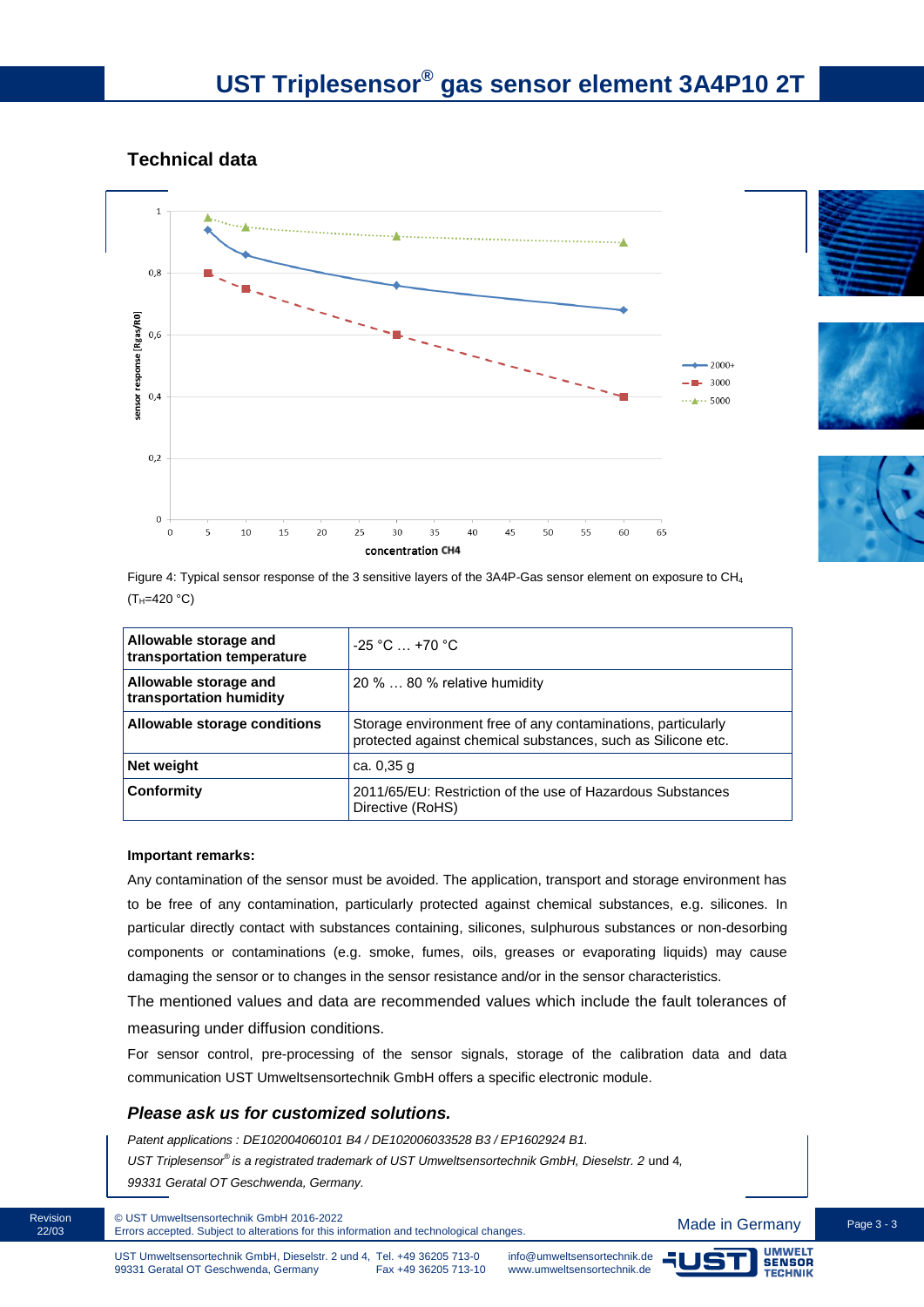# UST Triplesensor® gas sensor element 3A4P10 2T

## Technical data

sensor response [Rgas/R0]

1
0,8
0,6
0,4
0,2
0

0 5 10 15 20 25 30 35 40 45 50 55 60 65

concentration CH4

2000+
3000
5000

Figure 4: Typical sensor response of the 3 sensitive layers of the 3A4P-Gas sensor element on exposure to $CH_4$ ($T_H$=420 °C)

| | |
|---|---|
| **Allowable storage and transportation temperature** | -25 °C … +70 °C |
| **Allowable storage and transportation humidity** | 20 % … 80 % relative humidity |
| **Allowable storage conditions** | Storage environment free of any contaminations, particularly protected against chemical substances, such as Silicone etc. |
| **Net weight** | ca. 0,35 g |
| **Conformity** | 2011/65/EU: Restriction of the use of Hazardous Substances Directive (RoHS) |

**Important remarks:**

Any contamination of the sensor must be avoided. The application, transport and storage environment has to be free of any contamination, particularly protected against chemical substances, e.g. silicones. In particular directly contact with substances containing, silicones, sulphurous substances or non-desorbing components or contaminations (e.g. smoke, fumes, oils, greases or evaporating liquids) may cause damaging the sensor or to changes in the sensor resistance and/or in the sensor characteristics.

The mentioned values and data are recommended values which include the fault tolerances of measuring under diffusion conditions.

For sensor control, pre-processing of the sensor signals, storage of the calibration data and data communication UST Umweltsensortechnik GmbH offers a specific electronic module.

***Please ask us for customized solutions.***

*Patent applications : DE102004060101 B4 / DE102006033528 B3 / EP1602924 B1.*

*UST Triplesensor® is a registrated trademark of UST Umweltsensortechnik GmbH, Dieselstr. 2* und 4*,*
*99331 Geratal OT Geschwenda, Germany.*

Revision 22/03

© UST Umweltsensortechnik GmbH 2016-2022
Errors accepted. Subject to alterations for this information and technological changes.

Made in Germany

UST Umweltsensortechnik GmbH, Dieselstr. 2 und 4, 99331 Geratal OT Geschwenda, Germany
Tel. +49 36205 713-0
Fax +49 36205 713-10
info@umweltsensortechnik.de
www.umweltsensortechnik.de